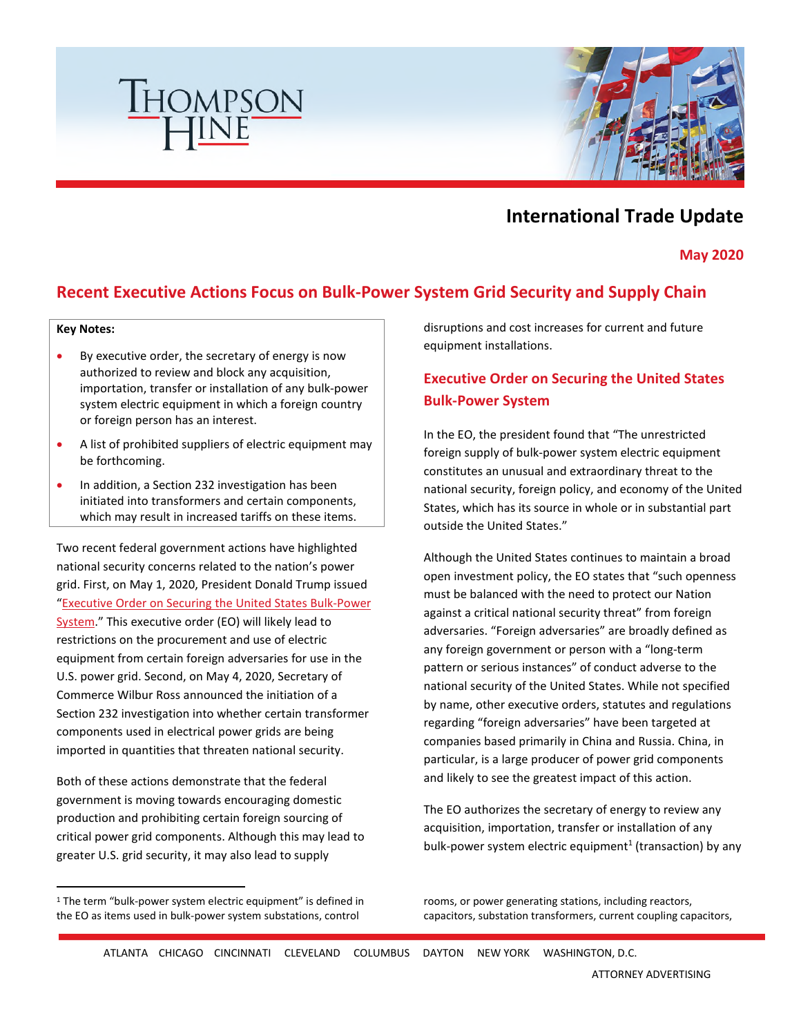# International Trade Update

**May 2020**

## Recent Executive Actions Focus on Bulk-Power System Grid Security and Supply Chain

**Key Notes:**

- By executive order, the secretary of energy is now authorized to review and block any acquisition, importation, transfer or installation of any bulk-power system electric equipment in which a foreign country or foreign person has an interest.
- A list of prohibited suppliers of electric equipment may be forthcoming.
- In addition, a Section 232 investigation has been initiated into transformers and certain components, which may result in increased tariffs on these items.

Two recent federal government actions have highlighted national security concerns related to the nation's power grid. First, on May 1, 2020, President Donald Trump issued "[Executive Order on Securing the United States Bulk-Power System](#)." This executive order (EO) will likely lead to restrictions on the procurement and use of electric equipment from certain foreign adversaries for use in the U.S. power grid. Second, on May 4, 2020, Secretary of Commerce Wilbur Ross announced the initiation of a Section 232 investigation into whether certain transformer components used in electrical power grids are being imported in quantities that threaten national security.

Both of these actions demonstrate that the federal government is moving towards encouraging domestic production and prohibiting certain foreign sourcing of critical power grid components. Although this may lead to greater U.S. grid security, it may also lead to supply disruptions and cost increases for current and future equipment installations.

### Executive Order on Securing the United States Bulk-Power System

In the EO, the president found that "The unrestricted foreign supply of bulk-power system electric equipment constitutes an unusual and extraordinary threat to the national security, foreign policy, and economy of the United States, which has its source in whole or in substantial part outside the United States."

Although the United States continues to maintain a broad open investment policy, the EO states that "such openness must be balanced with the need to protect our Nation against a critical national security threat" from foreign adversaries. "Foreign adversaries" are broadly defined as any foreign government or person with a "long-term pattern or serious instances" of conduct adverse to the national security of the United States. While not specified by name, other executive orders, statutes and regulations regarding "foreign adversaries" have been targeted at companies based primarily in China and Russia. China, in particular, is a large producer of power grid components and likely to see the greatest impact of this action.

The EO authorizes the secretary of energy to review any acquisition, importation, transfer or installation of any bulk-power system electric equipment[1] (transaction) by any

[1] The term "bulk-power system electric equipment" is defined in the EO as items used in bulk-power system substations, control rooms, or power generating stations, including reactors, capacitors, substation transformers, current coupling capacitors,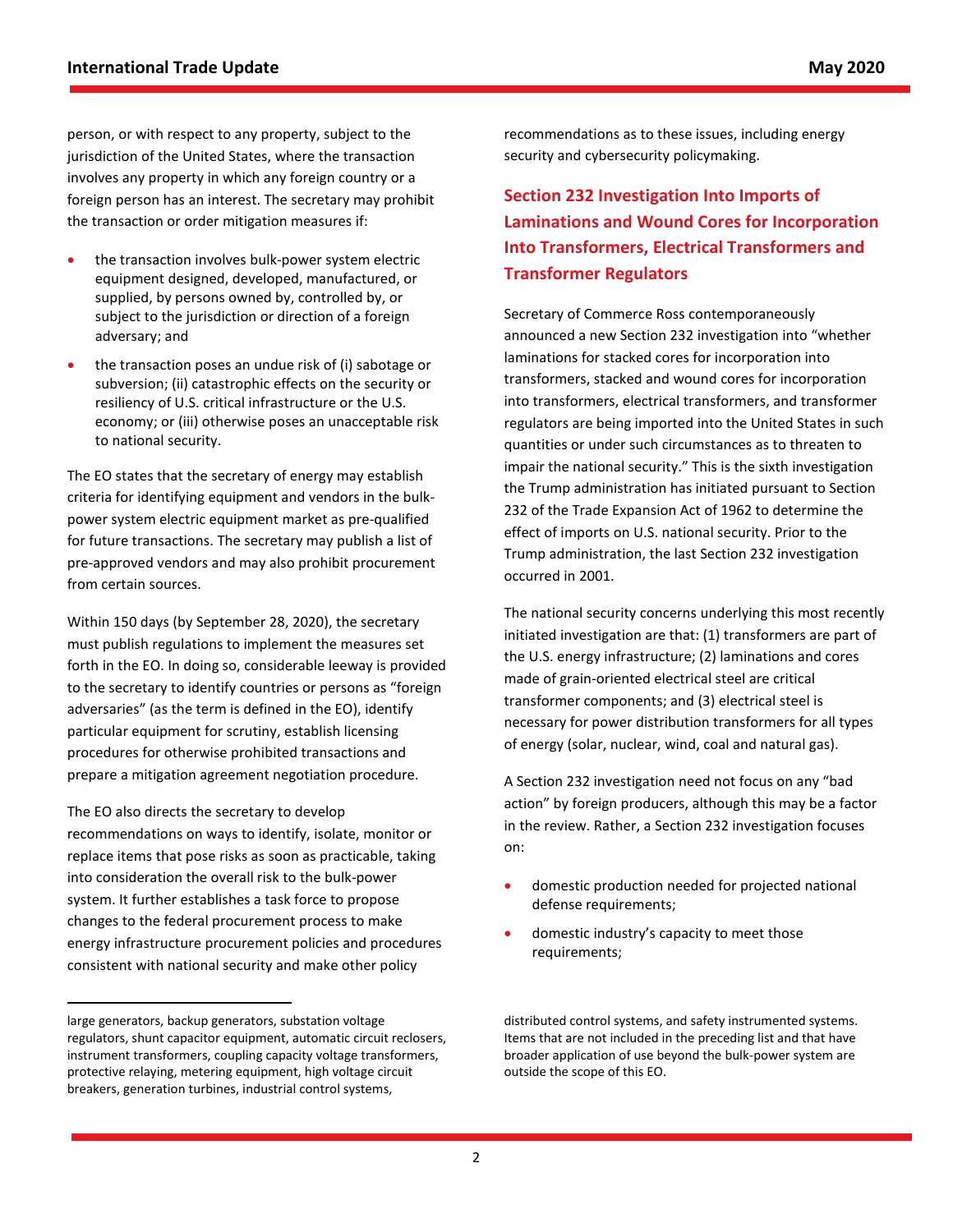person, or with respect to any property, subject to the jurisdiction of the United States, where the transaction involves any property in which any foreign country or a foreign person has an interest. The secretary may prohibit the transaction or order mitigation measures if:

- the transaction involves bulk-power system electric equipment designed, developed, manufactured, or supplied, by persons owned by, controlled by, or subject to the jurisdiction or direction of a foreign adversary; and
- the transaction poses an undue risk of (i) sabotage or subversion; (ii) catastrophic effects on the security or resiliency of U.S. critical infrastructure or the U.S. economy; or (iii) otherwise poses an unacceptable risk to national security.

The EO states that the secretary of energy may establish criteria for identifying equipment and vendors in the bulk-power system electric equipment market as pre-qualified for future transactions. The secretary may publish a list of pre-approved vendors and may also prohibit procurement from certain sources.

Within 150 days (by September 28, 2020), the secretary must publish regulations to implement the measures set forth in the EO. In doing so, considerable leeway is provided to the secretary to identify countries or persons as "foreign adversaries" (as the term is defined in the EO), identify particular equipment for scrutiny, establish licensing procedures for otherwise prohibited transactions and prepare a mitigation agreement negotiation procedure.

The EO also directs the secretary to develop recommendations on ways to identify, isolate, monitor or replace items that pose risks as soon as practicable, taking into consideration the overall risk to the bulk-power system. It further establishes a task force to propose changes to the federal procurement process to make energy infrastructure procurement policies and procedures consistent with national security and make other policy recommendations as to these issues, including energy security and cybersecurity policymaking.

## Section 232 Investigation Into Imports of Laminations and Wound Cores for Incorporation Into Transformers, Electrical Transformers and Transformer Regulators

Secretary of Commerce Ross contemporaneously announced a new Section 232 investigation into "whether laminations for stacked cores for incorporation into transformers, stacked and wound cores for incorporation into transformers, electrical transformers, and transformer regulators are being imported into the United States in such quantities or under such circumstances as to threaten to impair the national security." This is the sixth investigation the Trump administration has initiated pursuant to Section 232 of the Trade Expansion Act of 1962 to determine the effect of imports on U.S. national security. Prior to the Trump administration, the last Section 232 investigation occurred in 2001.

The national security concerns underlying this most recently initiated investigation are that: (1) transformers are part of the U.S. energy infrastructure; (2) laminations and cores made of grain-oriented electrical steel are critical transformer components; and (3) electrical steel is necessary for power distribution transformers for all types of energy (solar, nuclear, wind, coal and natural gas).

A Section 232 investigation need not focus on any "bad action" by foreign producers, although this may be a factor in the review. Rather, a Section 232 investigation focuses on:

- domestic production needed for projected national defense requirements;
- domestic industry's capacity to meet those requirements;

---

large generators, backup generators, substation voltage regulators, shunt capacitor equipment, automatic circuit reclosers, instrument transformers, coupling capacity voltage transformers, protective relaying, metering equipment, high voltage circuit breakers, generation turbines, industrial control systems, distributed control systems, and safety instrumented systems. Items that are not included in the preceding list and that have broader application of use beyond the bulk-power system are outside the scope of this EO.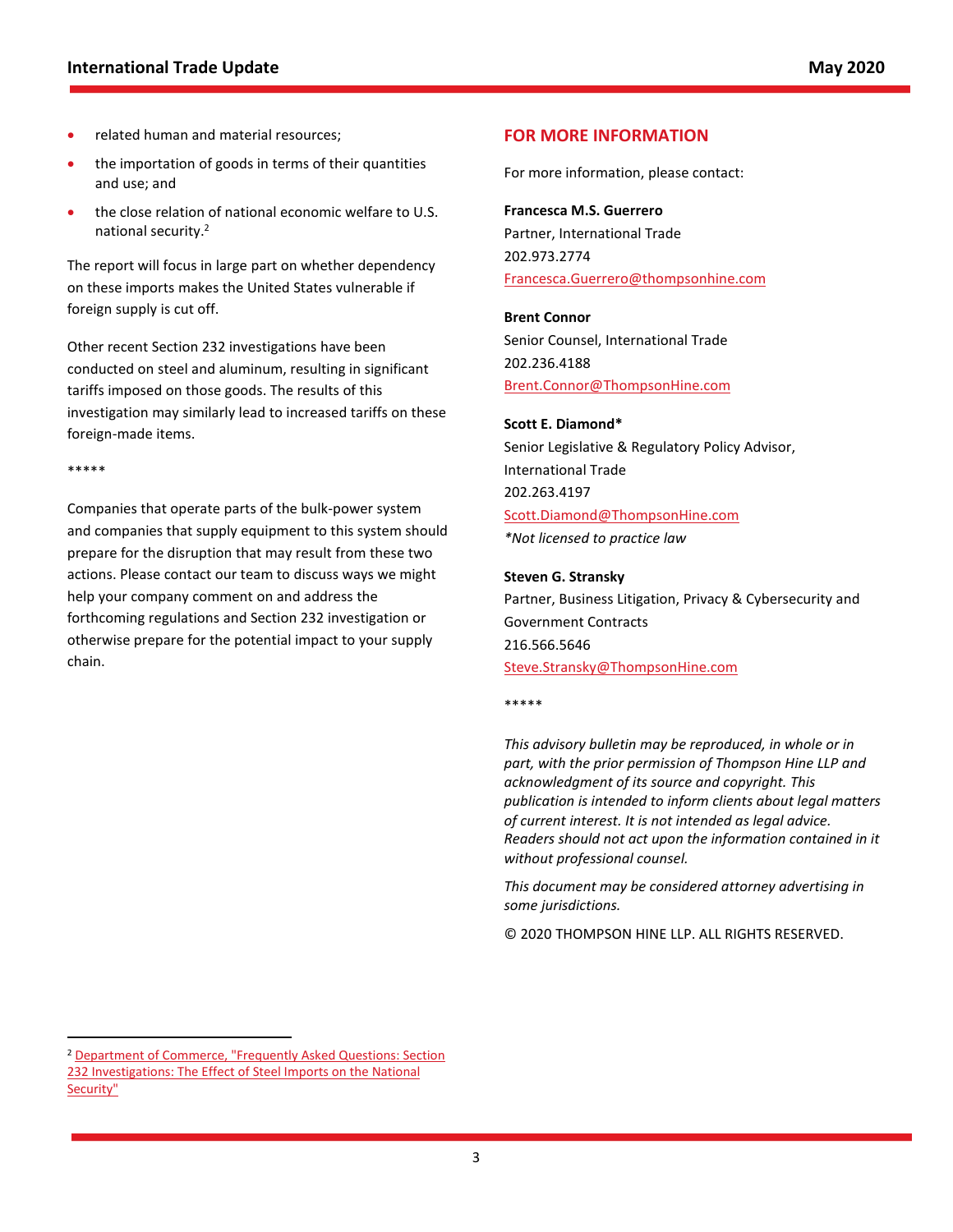- related human and material resources;
- the importation of goods in terms of their quantities and use; and
- the close relation of national economic welfare to U.S. national security.[2]

The report will focus in large part on whether dependency on these imports makes the United States vulnerable if foreign supply is cut off.

Other recent Section 232 investigations have been conducted on steel and aluminum, resulting in significant tariffs imposed on those goods. The results of this investigation may similarly lead to increased tariffs on these foreign-made items.

*****

Companies that operate parts of the bulk-power system and companies that supply equipment to this system should prepare for the disruption that may result from these two actions. Please contact our team to discuss ways we might help your company comment on and address the forthcoming regulations and Section 232 investigation or otherwise prepare for the potential impact to your supply chain.

## FOR MORE INFORMATION

For more information, please contact:

**Francesca M.S. Guerrero**
Partner, International Trade
202.973.2774
Francesca.Guerrero@thompsonhine.com

**Brent Connor**
Senior Counsel, International Trade
202.236.4188
Brent.Connor@ThompsonHine.com

**Scott E. Diamond***
Senior Legislative & Regulatory Policy Advisor, International Trade
202.263.4197
Scott.Diamond@ThompsonHine.com
*\*Not licensed to practice law*

**Steven G. Stransky**
Partner, Business Litigation, Privacy & Cybersecurity and Government Contracts
216.566.5646
Steve.Stransky@ThompsonHine.com

*****

*This advisory bulletin may be reproduced, in whole or in part, with the prior permission of Thompson Hine LLP and acknowledgment of its source and copyright. This publication is intended to inform clients about legal matters of current interest. It is not intended as legal advice. Readers should not act upon the information contained in it without professional counsel.*

*This document may be considered attorney advertising in some jurisdictions.*

© 2020 THOMPSON HINE LLP. ALL RIGHTS RESERVED.

---

[2] Department of Commerce, "Frequently Asked Questions: Section 232 Investigations: The Effect of Steel Imports on the National Security"